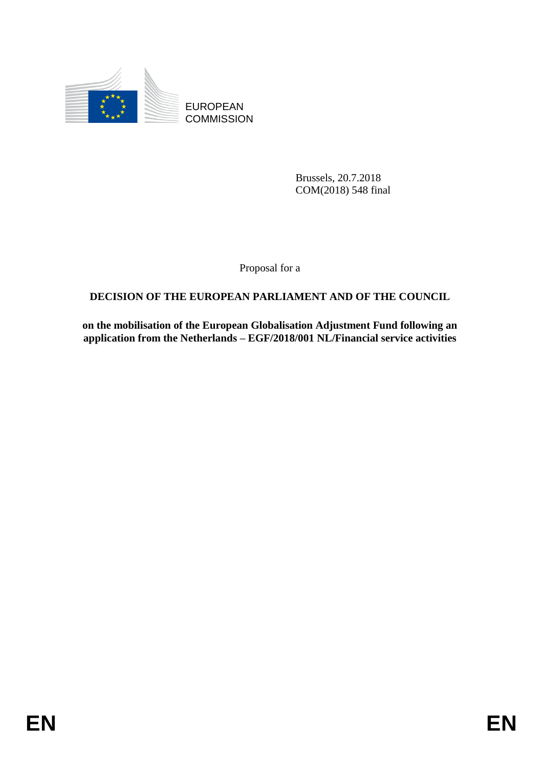EUROPEAN COMMISSION

Brussels, 20.7.2018
COM(2018) 548 final

Proposal for a

# DECISION OF THE EUROPEAN PARLIAMENT AND OF THE COUNCIL

**on the mobilisation of the European Globalisation Adjustment Fund following an application from the Netherlands – EGF/2018/001 NL/Financial service activities**

EN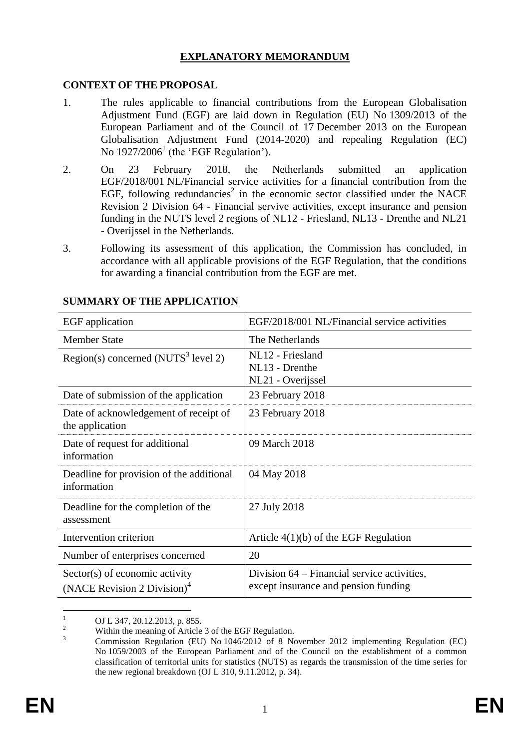## EXPLANATORY MEMORANDUM

### CONTEXT OF THE PROPOSAL

1. The rules applicable to financial contributions from the European Globalisation Adjustment Fund (EGF) are laid down in Regulation (EU) No 1309/2013 of the European Parliament and of the Council of 17 December 2013 on the European Globalisation Adjustment Fund (2014-2020) and repealing Regulation (EC) No 1927/2006[1] (the 'EGF Regulation').

2. On 23 February 2018, the Netherlands submitted an application EGF/2018/001 NL/Financial service activities for a financial contribution from the EGF, following redundancies[2] in the economic sector classified under the NACE Revision 2 Division 64 - Financial servive activities, except insurance and pension funding in the NUTS level 2 regions of NL12 - Friesland, NL13 - Drenthe and NL21 - Overijssel in the Netherlands.

3. Following its assessment of this application, the Commission has concluded, in accordance with all applicable provisions of the EGF Regulation, that the conditions for awarding a financial contribution from the EGF are met.

### SUMMARY OF THE APPLICATION

| EGF application | EGF/2018/001 NL/Financial service activities |
|---|---|
| Member State | The Netherlands |
| Region(s) concerned (NUTS[3] level 2) | NL12 - Friesland<br>NL13 - Drenthe<br>NL21 - Overijssel |
| Date of submission of the application | 23 February 2018 |
| Date of acknowledgement of receipt of the application | 23 February 2018 |
| Date of request for additional information | 09 March 2018 |
| Deadline for provision of the additional information | 04 May 2018 |
| Deadline for the completion of the assessment | 27 July 2018 |
| Intervention criterion | Article 4(1)(b) of the EGF Regulation |
| Number of enterprises concerned | 20 |
| Sector(s) of economic activity (NACE Revision 2 Division)[4] | Division 64 – Financial service activities, except insurance and pension funding |

[1] OJ L 347, 20.12.2013, p. 855.

[2] Within the meaning of Article 3 of the EGF Regulation.

[3] Commission Regulation (EU) No 1046/2012 of 8 November 2012 implementing Regulation (EC) No 1059/2003 of the European Parliament and of the Council on the establishment of a common classification of territorial units for statistics (NUTS) as regards the transmission of the time series for the new regional breakdown (OJ L 310, 9.11.2012, p. 34).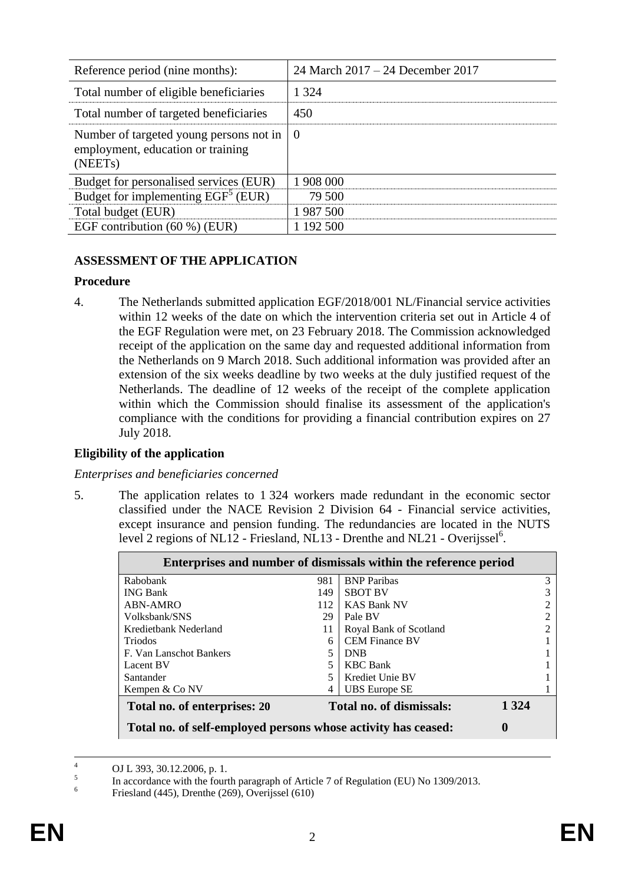| Reference period (nine months): | 24 March 2017 – 24 December 2017 |
|---|---|
| Total number of eligible beneficiaries | 1 324 |
| Total number of targeted beneficiaries | 450 |
| Number of targeted young persons not in employment, education or training (NEETs) | 0 |
| Budget for personalised services (EUR) | 1 908 000 |
| Budget for implementing EGF[5] (EUR) | 79 500 |
| Total budget (EUR) | 1 987 500 |
| EGF contribution (60 %) (EUR) | 1 192 500 |

## ASSESSMENT OF THE APPLICATION

### Procedure

4. The Netherlands submitted application EGF/2018/001 NL/Financial service activities within 12 weeks of the date on which the intervention criteria set out in Article 4 of the EGF Regulation were met, on 23 February 2018. The Commission acknowledged receipt of the application on the same day and requested additional information from the Netherlands on 9 March 2018. Such additional information was provided after an extension of the six weeks deadline by two weeks at the duly justified request of the Netherlands. The deadline of 12 weeks of the receipt of the complete application within which the Commission should finalise its assessment of the application's compliance with the conditions for providing a financial contribution expires on 27 July 2018.

### Eligibility of the application

*Enterprises and beneficiaries concerned*

5. The application relates to 1 324 workers made redundant in the economic sector classified under the NACE Revision 2 Division 64 - Financial service activities, except insurance and pension funding. The redundancies are located in the NUTS level 2 regions of NL12 - Friesland, NL13 - Drenthe and NL21 - Overijssel[6].

| Enterprises and number of dismissals within the reference period | | | |
|---|---|---|---|
| Rabobank | 981 | BNP Paribas | 3 |
| ING Bank | 149 | SBOT BV | 3 |
| ABN-AMRO | 112 | KAS Bank NV | 2 |
| Volksbank/SNS | 29 | Pale BV | 2 |
| Kredietbank Nederland | 11 | Royal Bank of Scotland | 2 |
| Triodos | 6 | CEM Finance BV | 1 |
| F. Van Lanschot Bankers | 5 | DNB | 1 |
| Lacent BV | 5 | KBC Bank | 1 |
| Santander | 5 | Krediet Unie BV | 1 |
| Kempen & Co NV | 4 | UBS Europe SE | 1 |
| **Total no. of enterprises: 20** | | **Total no. of dismissals:** | **1 324** |
| **Total no. of self-employed persons whose activity has ceased:** | | | **0** |

---

[4] OJ L 393, 30.12.2006, p. 1.

[5] In accordance with the fourth paragraph of Article 7 of Regulation (EU) No 1309/2013.

[6] Friesland (445), Drenthe (269), Overijssel (610)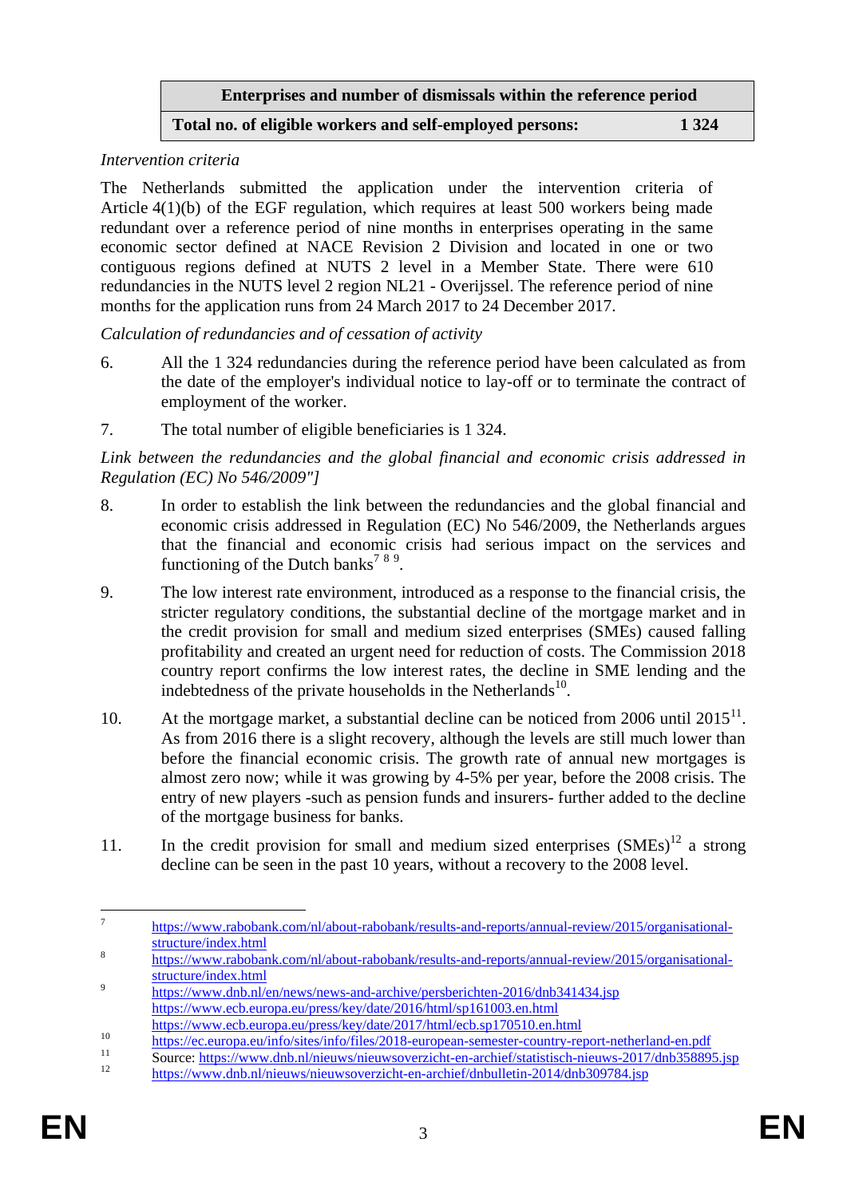| Enterprises and number of dismissals within the reference period | |
|---|---|
| **Total no. of eligible workers and self-employed persons:** | **1 324** |

*Intervention criteria*

The Netherlands submitted the application under the intervention criteria of Article 4(1)(b) of the EGF regulation, which requires at least 500 workers being made redundant over a reference period of nine months in enterprises operating in the same economic sector defined at NACE Revision 2 Division and located in one or two contiguous regions defined at NUTS 2 level in a Member State. There were 610 redundancies in the NUTS level 2 region NL21 - Overijssel. The reference period of nine months for the application runs from 24 March 2017 to 24 December 2017.

*Calculation of redundancies and of cessation of activity*

6. All the 1 324 redundancies during the reference period have been calculated as from the date of the employer's individual notice to lay-off or to terminate the contract of employment of the worker.

7. The total number of eligible beneficiaries is 1 324.

*Link between the redundancies and the global financial and economic crisis addressed in Regulation (EC) No 546/2009"]*

8. In order to establish the link between the redundancies and the global financial and economic crisis addressed in Regulation (EC) No 546/2009, the Netherlands argues that the financial and economic crisis had serious impact on the services and functioning of the Dutch banks[7 8 9].

9. The low interest rate environment, introduced as a response to the financial crisis, the stricter regulatory conditions, the substantial decline of the mortgage market and in the credit provision for small and medium sized enterprises (SMEs) caused falling profitability and created an urgent need for reduction of costs. The Commission 2018 country report confirms the low interest rates, the decline in SME lending and the indebtedness of the private households in the Netherlands[10].

10. At the mortgage market, a substantial decline can be noticed from 2006 until 2015[11]. As from 2016 there is a slight recovery, although the levels are still much lower than before the financial economic crisis. The growth rate of annual new mortgages is almost zero now; while it was growing by 4-5% per year, before the 2008 crisis. The entry of new players -such as pension funds and insurers- further added to the decline of the mortgage business for banks.

11. In the credit provision for small and medium sized enterprises (SMEs)[12] a strong decline can be seen in the past 10 years, without a recovery to the 2008 level.

---

[7] https://www.rabobank.com/nl/about-rabobank/results-and-reports/annual-review/2015/organisational-structure/index.html

[8] https://www.rabobank.com/nl/about-rabobank/results-and-reports/annual-review/2015/organisational-structure/index.html

[9] https://www.dnb.nl/en/news/news-and-archive/persberichten-2016/dnb341434.jsp
https://www.ecb.europa.eu/press/key/date/2016/html/sp161003.en.html
https://www.ecb.europa.eu/press/key/date/2017/html/ecb.sp170510.en.html

[10] https://ec.europa.eu/info/sites/info/files/2018-european-semester-country-report-netherland-en.pdf

[11] Source: https://www.dnb.nl/nieuws/nieuwsoverzicht-en-archief/statistisch-nieuws-2017/dnb358895.jsp

[12] https://www.dnb.nl/nieuws/nieuwsoverzicht-en-archief/dnbulletin-2014/dnb309784.jsp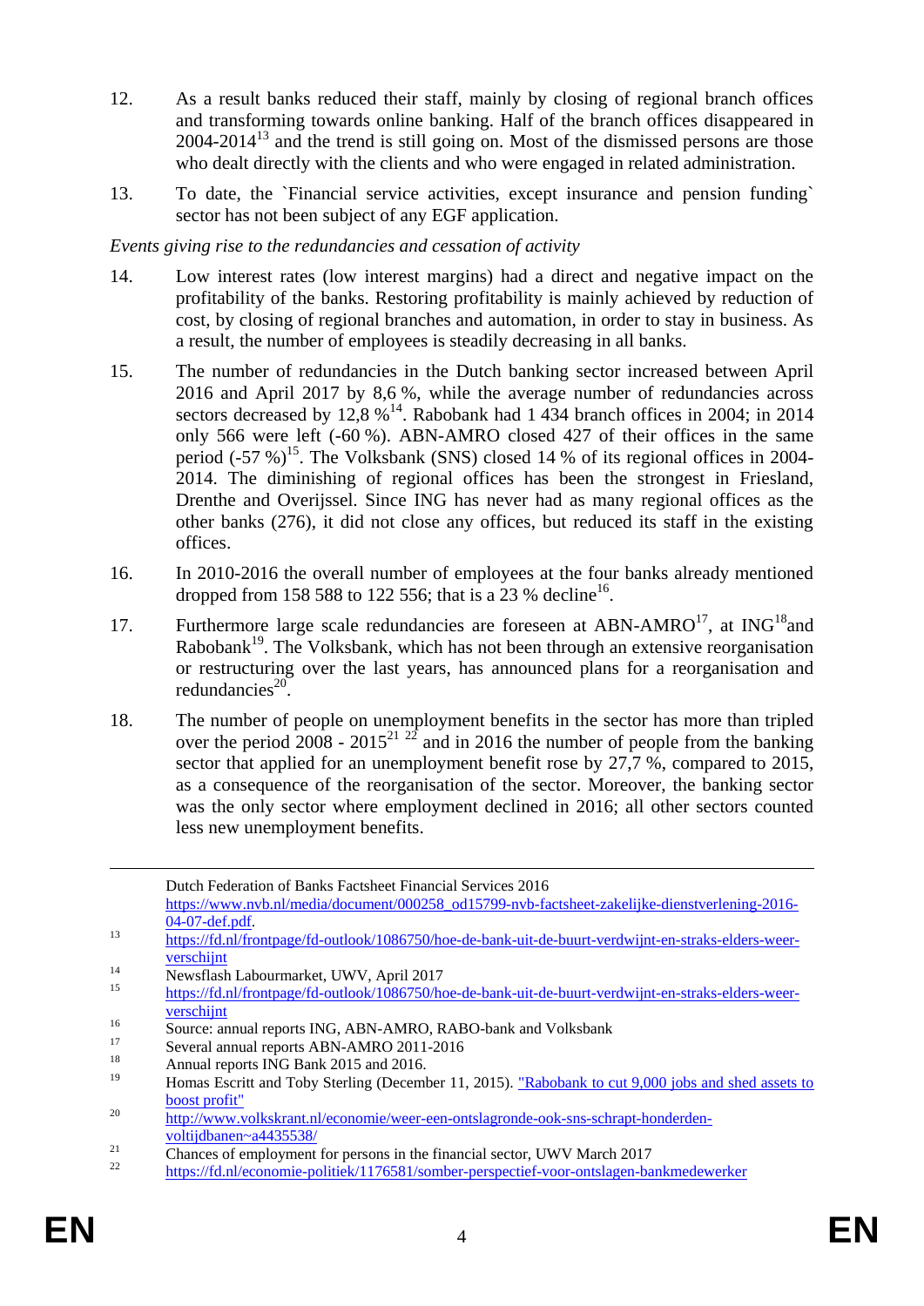12. As a result banks reduced their staff, mainly by closing of regional branch offices and transforming towards online banking. Half of the branch offices disappeared in 2004-2014[13] and the trend is still going on. Most of the dismissed persons are those who dealt directly with the clients and who were engaged in related administration.

13. To date, the `Financial service activities, except insurance and pension funding` sector has not been subject of any EGF application.

*Events giving rise to the redundancies and cessation of activity*

14. Low interest rates (low interest margins) had a direct and negative impact on the profitability of the banks. Restoring profitability is mainly achieved by reduction of cost, by closing of regional branches and automation, in order to stay in business. As a result, the number of employees is steadily decreasing in all banks.

15. The number of redundancies in the Dutch banking sector increased between April 2016 and April 2017 by 8,6 %, while the average number of redundancies across sectors decreased by 12,8 %[14]. Rabobank had 1 434 branch offices in 2004; in 2014 only 566 were left (-60 %). ABN-AMRO closed 427 of their offices in the same period (-57 %)[15]. The Volksbank (SNS) closed 14 % of its regional offices in 2004-2014. The diminishing of regional offices has been the strongest in Friesland, Drenthe and Overijssel. Since ING has never had as many regional offices as the other banks (276), it did not close any offices, but reduced its staff in the existing offices.

16. In 2010-2016 the overall number of employees at the four banks already mentioned dropped from 158 588 to 122 556; that is a 23 % decline[16].

17. Furthermore large scale redundancies are foreseen at ABN-AMRO[17], at ING[18] and Rabobank[19]. The Volksbank, which has not been through an extensive reorganisation or restructuring over the last years, has announced plans for a reorganisation and redundancies[20].

18. The number of people on unemployment benefits in the sector has more than tripled over the period 2008 - 2015[21] [22] and in 2016 the number of people from the banking sector that applied for an unemployment benefit rose by 27,7 %, compared to 2015, as a consequence of the reorganisation of the sector. Moreover, the banking sector was the only sector where employment declined in 2016; all other sectors counted less new unemployment benefits.

---

Dutch Federation of Banks Factsheet Financial Services 2016 https://www.nvb.nl/media/document/000258_od15799-nvb-factsheet-zakelijke-dienstverlening-2016-04-07-def.pdf.

[13] https://fd.nl/frontpage/fd-outlook/1086750/hoe-de-bank-uit-de-buurt-verdwijnt-en-straks-elders-weer-verschijnt

[14] Newsflash Labourmarket, UWV, April 2017

[15] https://fd.nl/frontpage/fd-outlook/1086750/hoe-de-bank-uit-de-buurt-verdwijnt-en-straks-elders-weer-verschijnt

[16] Source: annual reports ING, ABN-AMRO, RABO-bank and Volksbank

[17] Several annual reports ABN-AMRO 2011-2016

[18] Annual reports ING Bank 2015 and 2016.

[19] Homas Escritt and Toby Sterling (December 11, 2015). "Rabobank to cut 9,000 jobs and shed assets to boost profit"

[20] http://www.volkskrant.nl/economie/weer-een-ontslagronde-ook-sns-schrapt-honderden-voltijdbanen~a4435538/

[21] Chances of employment for persons in the financial sector, UWV March 2017

[22] https://fd.nl/economie-politiek/1176581/somber-perspectief-voor-ontslagen-bankmedewerker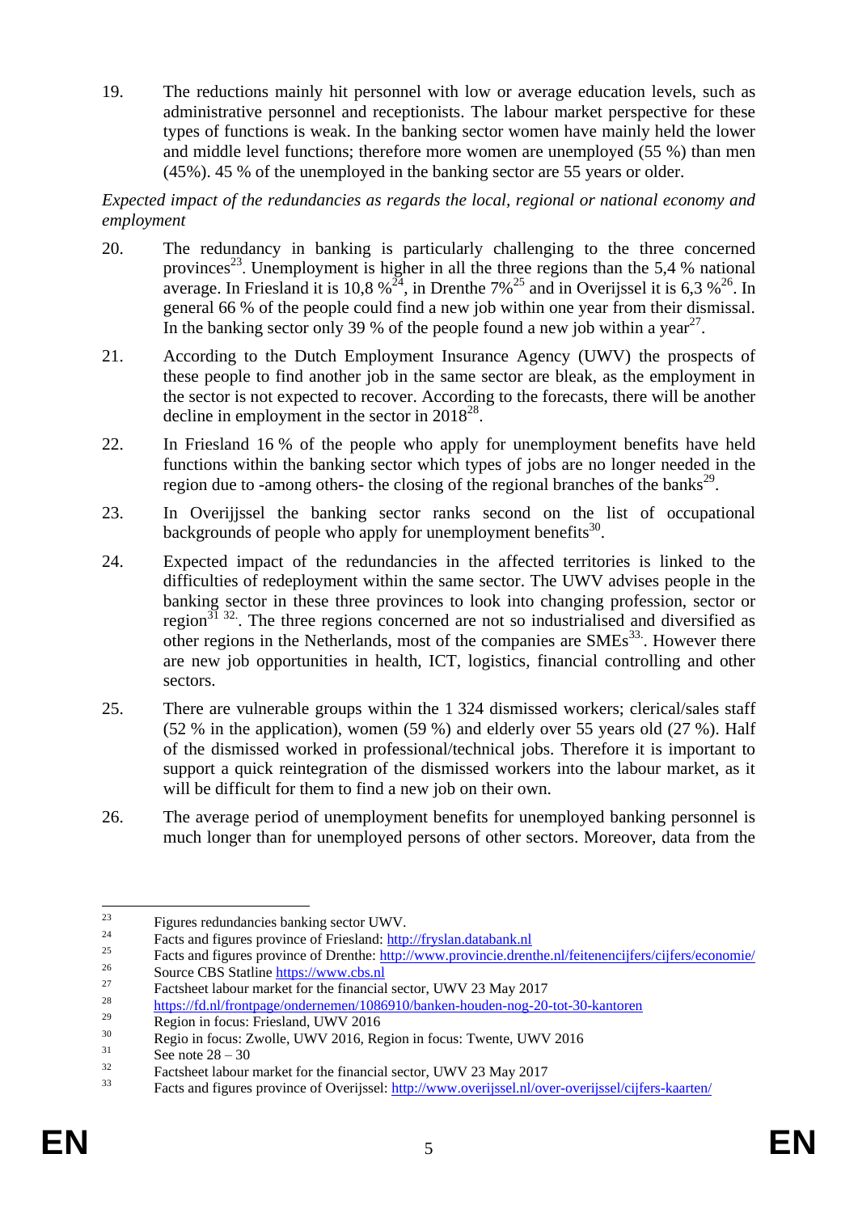19. The reductions mainly hit personnel with low or average education levels, such as administrative personnel and receptionists. The labour market perspective for these types of functions is weak. In the banking sector women have mainly held the lower and middle level functions; therefore more women are unemployed (55 %) than men (45%). 45 % of the unemployed in the banking sector are 55 years or older.

*Expected impact of the redundancies as regards the local, regional or national economy and employment*

20. The redundancy in banking is particularly challenging to the three concerned provinces[23]. Unemployment is higher in all the three regions than the 5,4 % national average. In Friesland it is 10,8 %[24], in Drenthe 7%[25] and in Overijssel it is 6,3 %[26]. In general 66 % of the people could find a new job within one year from their dismissal. In the banking sector only 39 % of the people found a new job within a year[27].

21. According to the Dutch Employment Insurance Agency (UWV) the prospects of these people to find another job in the same sector are bleak, as the employment in the sector is not expected to recover. According to the forecasts, there will be another decline in employment in the sector in 2018[28].

22. In Friesland 16 % of the people who apply for unemployment benefits have held functions within the banking sector which types of jobs are no longer needed in the region due to -among others- the closing of the regional branches of the banks[29].

23. In Overijssel the banking sector ranks second on the list of occupational backgrounds of people who apply for unemployment benefits[30].

24. Expected impact of the redundancies in the affected territories is linked to the difficulties of redeployment within the same sector. The UWV advises people in the banking sector in these three provinces to look into changing profession, sector or region[31] [32]. The three regions concerned are not so industrialised and diversified as other regions in the Netherlands, most of the companies are SMEs[33]. However there are new job opportunities in health, ICT, logistics, financial controlling and other sectors.

25. There are vulnerable groups within the 1 324 dismissed workers; clerical/sales staff (52 % in the application), women (59 %) and elderly over 55 years old (27 %). Half of the dismissed worked in professional/technical jobs. Therefore it is important to support a quick reintegration of the dismissed workers into the labour market, as it will be difficult for them to find a new job on their own.

26. The average period of unemployment benefits for unemployed banking personnel is much longer than for unemployed persons of other sectors. Moreover, data from the

---

[23] Figures redundancies banking sector UWV.

[24] Facts and figures province of Friesland: http://fryslan.databank.nl

[25] Facts and figures province of Drenthe: http://www.provincie.drenthe.nl/feitenencijfers/cijfers/economie/

[26] Source CBS Statline https://www.cbs.nl

[27] Factsheet labour market for the financial sector, UWV 23 May 2017

[28] https://fd.nl/frontpage/ondernemen/1086910/banken-houden-nog-20-tot-30-kantoren

[29] Region in focus: Friesland, UWV 2016

[30] Regio in focus: Zwolle, UWV 2016, Region in focus: Twente, UWV 2016

[31] See note 28 – 30

[32] Factsheet labour market for the financial sector, UWV 23 May 2017

[33] Facts and figures province of Overijssel: http://www.overijssel.nl/over-overijssel/cijfers-kaarten/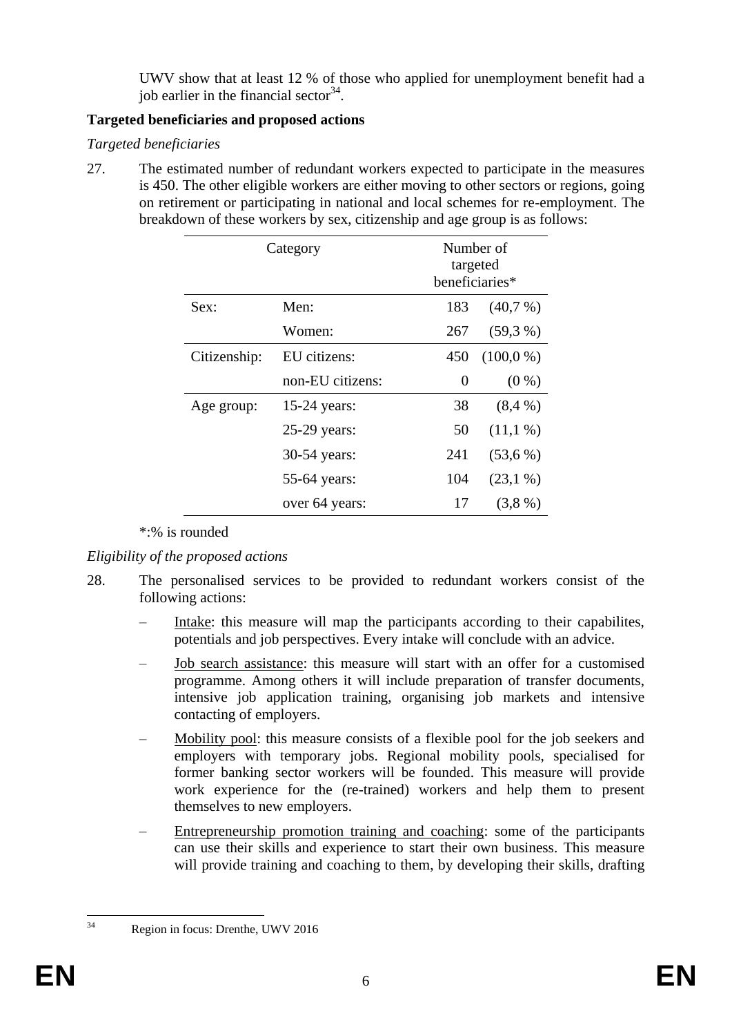UWV show that at least 12 % of those who applied for unemployment benefit had a job earlier in the financial sector[34].

**Targeted beneficiaries and proposed actions**

*Targeted beneficiaries*

27. The estimated number of redundant workers expected to participate in the measures is 450. The other eligible workers are either moving to other sectors or regions, going on retirement or participating in national and local schemes for re-employment. The breakdown of these workers by sex, citizenship and age group is as follows:

| Category | | Number of targeted beneficiaries* | |
|---|---|---|---|
| Sex: | Men: | 183 | (40,7 %) |
| | Women: | 267 | (59,3 %) |
| Citizenship: | EU citizens: | 450 | (100,0 %) |
| | non-EU citizens: | 0 | (0 %) |
| Age group: | 15-24 years: | 38 | (8,4 %) |
| | 25-29 years: | 50 | (11,1 %) |
| | 30-54 years: | 241 | (53,6 %) |
| | 55-64 years: | 104 | (23,1 %) |
| | over 64 years: | 17 | (3,8 %) |

*:% is rounded

*Eligibility of the proposed actions*

28. The personalised services to be provided to redundant workers consist of the following actions:

– Intake: this measure will map the participants according to their capabilites, potentials and job perspectives. Every intake will conclude with an advice.

– Job search assistance: this measure will start with an offer for a customised programme. Among others it will include preparation of transfer documents, intensive job application training, organising job markets and intensive contacting of employers.

– Mobility pool: this measure consists of a flexible pool for the job seekers and employers with temporary jobs. Regional mobility pools, specialised for former banking sector workers will be founded. This measure will provide work experience for the (re-trained) workers and help them to present themselves to new employers.

– Entrepreneurship promotion training and coaching: some of the participants can use their skills and experience to start their own business. This measure will provide training and coaching to them, by developing their skills, drafting

[34] Region in focus: Drenthe, UWV 2016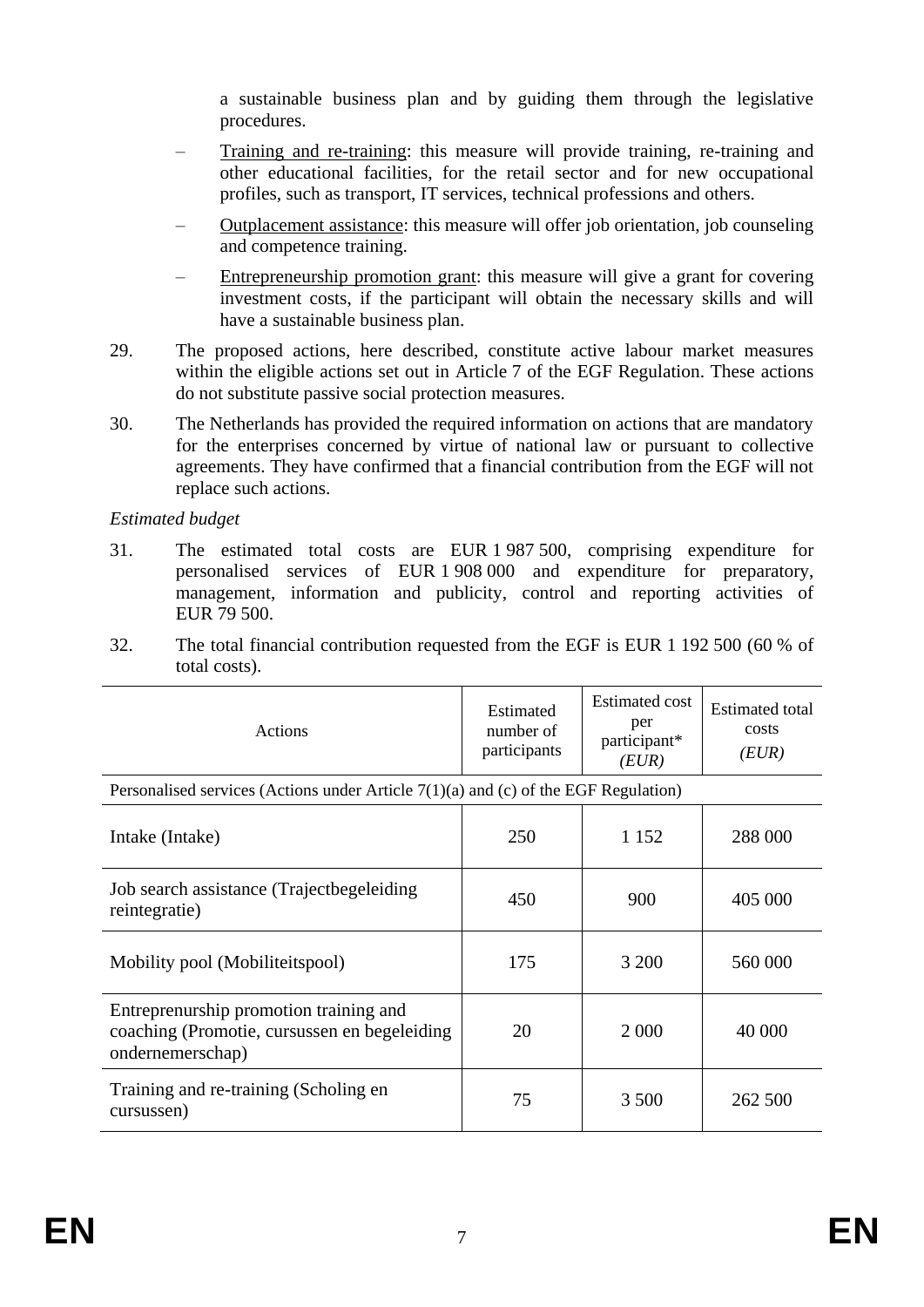a sustainable business plan and by guiding them through the legislative procedures.

– Training and re-training: this measure will provide training, re-training and other educational facilities, for the retail sector and for new occupational profiles, such as transport, IT services, technical professions and others.

– Outplacement assistance: this measure will offer job orientation, job counseling and competence training.

– Entrepreneurship promotion grant: this measure will give a grant for covering investment costs, if the participant will obtain the necessary skills and will have a sustainable business plan.

29. The proposed actions, here described, constitute active labour market measures within the eligible actions set out in Article 7 of the EGF Regulation. These actions do not substitute passive social protection measures.

30. The Netherlands has provided the required information on actions that are mandatory for the enterprises concerned by virtue of national law or pursuant to collective agreements. They have confirmed that a financial contribution from the EGF will not replace such actions.

*Estimated budget*

31. The estimated total costs are EUR 1 987 500, comprising expenditure for personalised services of EUR 1 908 000 and expenditure for preparatory, management, information and publicity, control and reporting activities of EUR 79 500.

32. The total financial contribution requested from the EGF is EUR 1 192 500 (60 % of total costs).

| Actions | Estimated number of participants | Estimated cost per participant* *(EUR)* | Estimated total costs *(EUR)* |
|---|---|---|---|
| Personalised services (Actions under Article 7(1)(a) and (c) of the EGF Regulation) | | | |
| Intake (Intake) | 250 | 1 152 | 288 000 |
| Job search assistance (Trajectbegeleiding reintegratie) | 450 | 900 | 405 000 |
| Mobility pool (Mobiliteitspool) | 175 | 3 200 | 560 000 |
| Entreprenurship promotion training and coaching (Promotie, cursussen en begeleiding ondernemerschap) | 20 | 2 000 | 40 000 |
| Training and re-training (Scholing en cursussen) | 75 | 3 500 | 262 500 |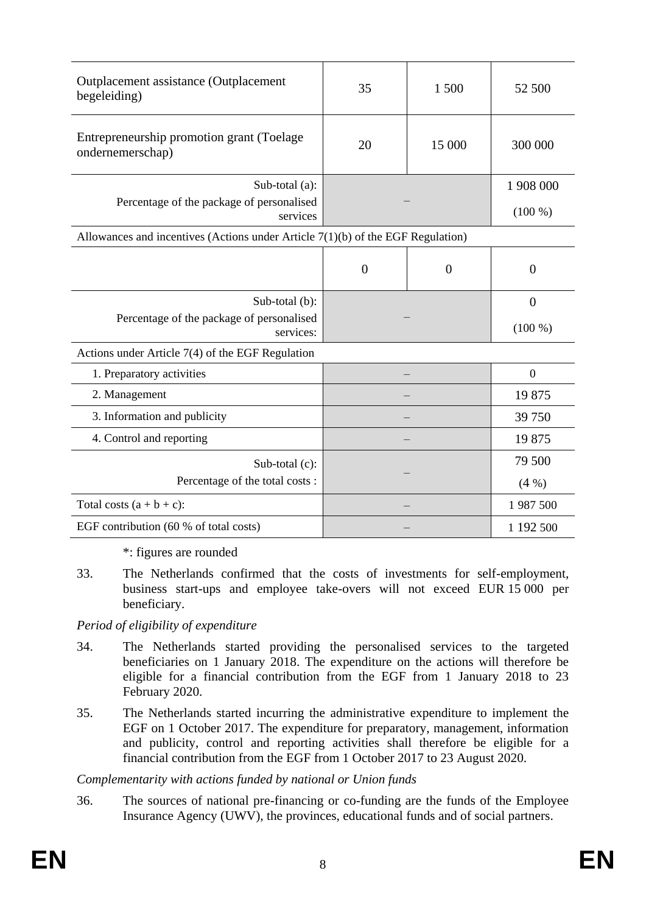| | | | |
|---|---|---|---|
| Outplacement assistance (Outplacement begeleiding) | 35 | 1 500 | 52 500 |
| Entrepreneurship promotion grant (Toelage ondernemerschap) | 20 | 15 000 | 300 000 |
| Sub-total (a): Percentage of the package of personalised services | – | | 1 908 000 (100 %) |
| Allowances and incentives (Actions under Article 7(1)(b) of the EGF Regulation) | | | |
| | 0 | 0 | 0 |
| Sub-total (b): Percentage of the package of personalised services: | – | | 0 (100 %) |
| Actions under Article 7(4) of the EGF Regulation | | | |
| 1. Preparatory activities | – | | 0 |
| 2. Management | – | | 19 875 |
| 3. Information and publicity | – | | 39 750 |
| 4. Control and reporting | – | | 19 875 |
| Sub-total (c): Percentage of the total costs : | – | | 79 500 (4 %) |
| Total costs (a + b + c): | – | | 1 987 500 |
| EGF contribution (60 % of total costs) | – | | 1 192 500 |

*: figures are rounded

33. The Netherlands confirmed that the costs of investments for self-employment, business start-ups and employee take-overs will not exceed EUR 15 000 per beneficiary.

*Period of eligibility of expenditure*

34. The Netherlands started providing the personalised services to the targeted beneficiaries on 1 January 2018. The expenditure on the actions will therefore be eligible for a financial contribution from the EGF from 1 January 2018 to 23 February 2020.

35. The Netherlands started incurring the administrative expenditure to implement the EGF on 1 October 2017. The expenditure for preparatory, management, information and publicity, control and reporting activities shall therefore be eligible for a financial contribution from the EGF from 1 October 2017 to 23 August 2020.

*Complementarity with actions funded by national or Union funds*

36. The sources of national pre-financing or co-funding are the funds of the Employee Insurance Agency (UWV), the provinces, educational funds and of social partners.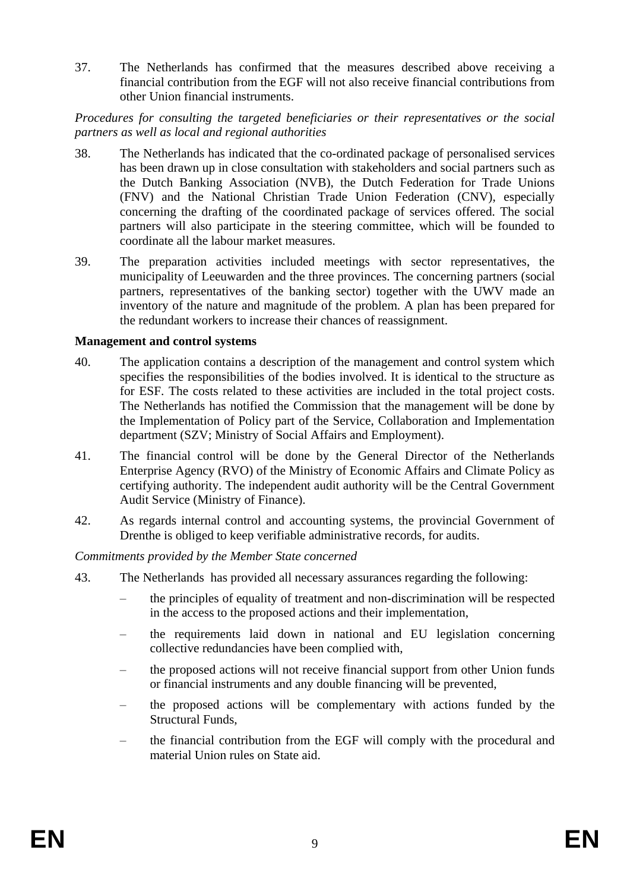37. The Netherlands has confirmed that the measures described above receiving a financial contribution from the EGF will not also receive financial contributions from other Union financial instruments.

*Procedures for consulting the targeted beneficiaries or their representatives or the social partners as well as local and regional authorities*

38. The Netherlands has indicated that the co-ordinated package of personalised services has been drawn up in close consultation with stakeholders and social partners such as the Dutch Banking Association (NVB), the Dutch Federation for Trade Unions (FNV) and the National Christian Trade Union Federation (CNV), especially concerning the drafting of the coordinated package of services offered. The social partners will also participate in the steering committee, which will be founded to coordinate all the labour market measures.

39. The preparation activities included meetings with sector representatives, the municipality of Leeuwarden and the three provinces. The concerning partners (social partners, representatives of the banking sector) together with the UWV made an inventory of the nature and magnitude of the problem. A plan has been prepared for the redundant workers to increase their chances of reassignment.

**Management and control systems**

40. The application contains a description of the management and control system which specifies the responsibilities of the bodies involved. It is identical to the structure as for ESF. The costs related to these activities are included in the total project costs. The Netherlands has notified the Commission that the management will be done by the Implementation of Policy part of the Service, Collaboration and Implementation department (SZV; Ministry of Social Affairs and Employment).

41. The financial control will be done by the General Director of the Netherlands Enterprise Agency (RVO) of the Ministry of Economic Affairs and Climate Policy as certifying authority. The independent audit authority will be the Central Government Audit Service (Ministry of Finance).

42. As regards internal control and accounting systems, the provincial Government of Drenthe is obliged to keep verifiable administrative records, for audits.

*Commitments provided by the Member State concerned*

43. The Netherlands has provided all necessary assurances regarding the following:

   – the principles of equality of treatment and non-discrimination will be respected in the access to the proposed actions and their implementation,

   – the requirements laid down in national and EU legislation concerning collective redundancies have been complied with,

   – the proposed actions will not receive financial support from other Union funds or financial instruments and any double financing will be prevented,

   – the proposed actions will be complementary with actions funded by the Structural Funds,

   – the financial contribution from the EGF will comply with the procedural and material Union rules on State aid.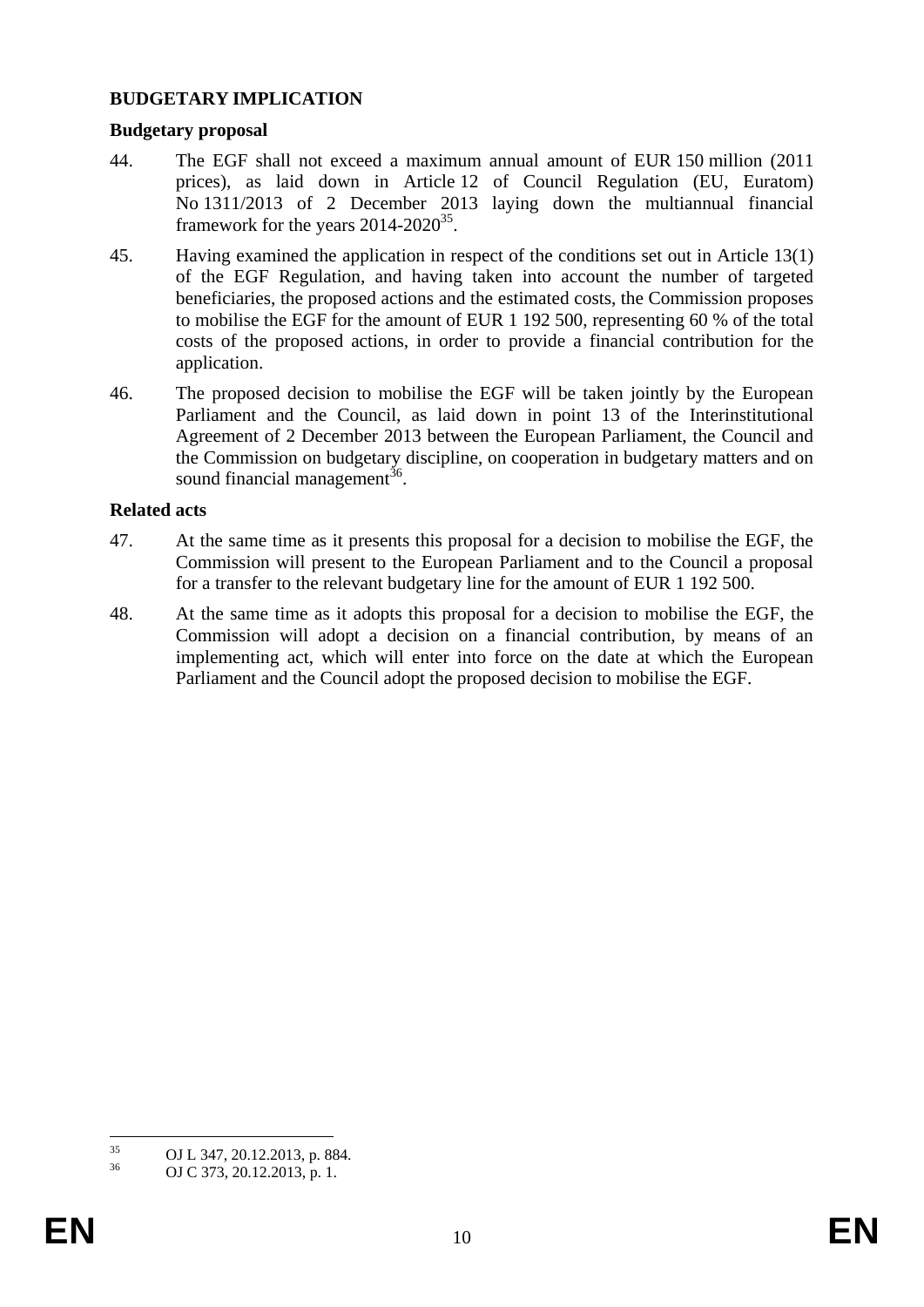**BUDGETARY IMPLICATION**

**Budgetary proposal**

44. The EGF shall not exceed a maximum annual amount of EUR 150 million (2011 prices), as laid down in Article 12 of Council Regulation (EU, Euratom) No 1311/2013 of 2 December 2013 laying down the multiannual financial framework for the years 2014-2020[35].

45. Having examined the application in respect of the conditions set out in Article 13(1) of the EGF Regulation, and having taken into account the number of targeted beneficiaries, the proposed actions and the estimated costs, the Commission proposes to mobilise the EGF for the amount of EUR 1 192 500, representing 60 % of the total costs of the proposed actions, in order to provide a financial contribution for the application.

46. The proposed decision to mobilise the EGF will be taken jointly by the European Parliament and the Council, as laid down in point 13 of the Interinstitutional Agreement of 2 December 2013 between the European Parliament, the Council and the Commission on budgetary discipline, on cooperation in budgetary matters and on sound financial management[36].

**Related acts**

47. At the same time as it presents this proposal for a decision to mobilise the EGF, the Commission will present to the European Parliament and to the Council a proposal for a transfer to the relevant budgetary line for the amount of EUR 1 192 500.

48. At the same time as it adopts this proposal for a decision to mobilise the EGF, the Commission will adopt a decision on a financial contribution, by means of an implementing act, which will enter into force on the date at which the European Parliament and the Council adopt the proposed decision to mobilise the EGF.

---

[35] OJ L 347, 20.12.2013, p. 884.

[36] OJ C 373, 20.12.2013, p. 1.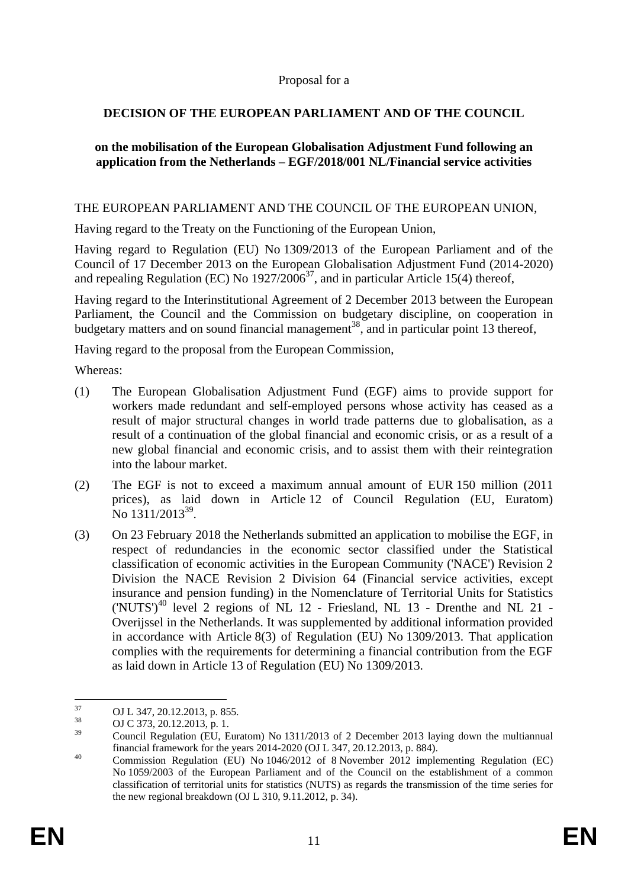Proposal for a

**DECISION OF THE EUROPEAN PARLIAMENT AND OF THE COUNCIL**

**on the mobilisation of the European Globalisation Adjustment Fund following an application from the Netherlands – EGF/2018/001 NL/Financial service activities**

THE EUROPEAN PARLIAMENT AND THE COUNCIL OF THE EUROPEAN UNION,

Having regard to the Treaty on the Functioning of the European Union,

Having regard to Regulation (EU) No 1309/2013 of the European Parliament and of the Council of 17 December 2013 on the European Globalisation Adjustment Fund (2014-2020) and repealing Regulation (EC) No 1927/2006[37], and in particular Article 15(4) thereof,

Having regard to the Interinstitutional Agreement of 2 December 2013 between the European Parliament, the Council and the Commission on budgetary discipline, on cooperation in budgetary matters and on sound financial management[38], and in particular point 13 thereof,

Having regard to the proposal from the European Commission,

Whereas:

(1) The European Globalisation Adjustment Fund (EGF) aims to provide support for workers made redundant and self-employed persons whose activity has ceased as a result of major structural changes in world trade patterns due to globalisation, as a result of a continuation of the global financial and economic crisis, or as a result of a new global financial and economic crisis, and to assist them with their reintegration into the labour market.

(2) The EGF is not to exceed a maximum annual amount of EUR 150 million (2011 prices), as laid down in Article 12 of Council Regulation (EU, Euratom) No 1311/2013[39].

(3) On 23 February 2018 the Netherlands submitted an application to mobilise the EGF, in respect of redundancies in the economic sector classified under the Statistical classification of economic activities in the European Community ('NACE') Revision 2 Division the NACE Revision 2 Division 64 (Financial service activities, except insurance and pension funding) in the Nomenclature of Territorial Units for Statistics ('NUTS')[40] level 2 regions of NL 12 - Friesland, NL 13 - Drenthe and NL 21 - Overijssel in the Netherlands. It was supplemented by additional information provided in accordance with Article 8(3) of Regulation (EU) No 1309/2013. That application complies with the requirements for determining a financial contribution from the EGF as laid down in Article 13 of Regulation (EU) No 1309/2013.

---

[37] OJ L 347, 20.12.2013, p. 855.

[38] OJ C 373, 20.12.2013, p. 1.

[39] Council Regulation (EU, Euratom) No 1311/2013 of 2 December 2013 laying down the multiannual financial framework for the years 2014-2020 (OJ L 347, 20.12.2013, p. 884).

[40] Commission Regulation (EU) No 1046/2012 of 8 November 2012 implementing Regulation (EC) No 1059/2003 of the European Parliament and of the Council on the establishment of a common classification of territorial units for statistics (NUTS) as regards the transmission of the time series for the new regional breakdown (OJ L 310, 9.11.2012, p. 34).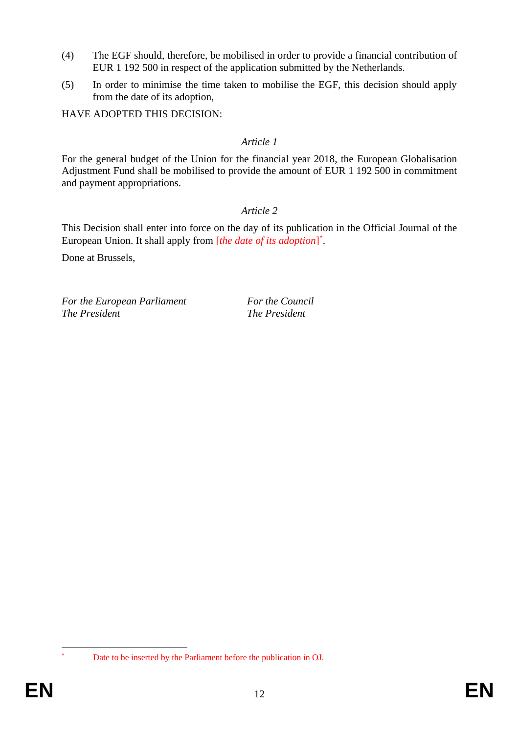(4) The EGF should, therefore, be mobilised in order to provide a financial contribution of EUR 1 192 500 in respect of the application submitted by the Netherlands.

(5) In order to minimise the time taken to mobilise the EGF, this decision should apply from the date of its adoption,

HAVE ADOPTED THIS DECISION:

*Article 1*

For the general budget of the Union for the financial year 2018, the European Globalisation Adjustment Fund shall be mobilised to provide the amount of EUR 1 192 500 in commitment and payment appropriations.

*Article 2*

This Decision shall enter into force on the day of its publication in the Official Journal of the European Union. It shall apply from [*the date of its adoption*][*].

Done at Brussels,

*For the European Parliament*
*The President*

*For the Council*
*The President*

[*] Date to be inserted by the Parliament before the publication in OJ.